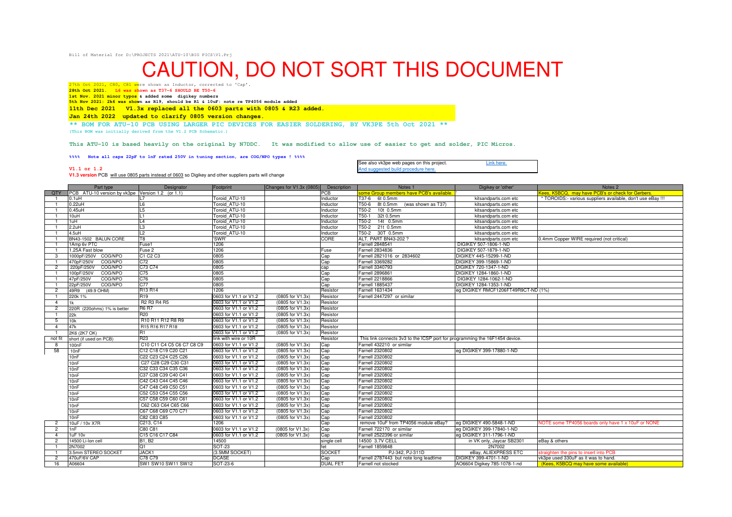Bill of Material for D:\PROJECTS 2021\ATU-10\BIG PICS\V1.Prj

# CAUTION, DO NOT SORT THIS DOCUMENT

27th Oct 2021, C80, C81 were shown as Inductor, corrected to 'Cap'.
**28th Oct 2021. L6 was shown as T37-6 SHOULD BE T50-6**
**1st Nov. 2021 minor typos & added some digikey numbers**
**5th Nov 2021: 2k6 was shown as R19, should be R1 & 10uF: note re TP4056 module added**
**11th Dec 2021 V1.3x replaced all the 0603 parts with 0805 & R23 added.**
**Jan 24th 2022 updated to clarify 0805 version changes.**

**\*\* BOM FOR ATU-10 PCB USING LARGER PIC DEVICES FOR EASIER SOLDERING, BY VK3PE 5th Oct 2021 \*\***
(This BOM was initially derived from the V1.2 PCB Schematic.)

**This ATU-10 is based heavily on the original by N7DDC. It was modified to allow use of easier to get and solder, PIC Micros.**

**%%%% Note all caps 22pF to 1nF rated 250V in tuning section, are COG/NPO types ! %%%%**

See also vk3pe web pages on this project. Link here.
And suggested build procedure here.

**V1.1 or 1.2**
**V1.3 version** PCB will use 0805 parts instead of 0603 so Digikey and other suppliers parts will change

| QTY | Part type | Designator | Footprint | Changes for V1.3x (0805) | Description | Notes 1 | Digikey or 'other' | Notes 2 |
|---|---|---|---|---|---|---|---|---|
| | PCB ATU-10 version by vk3pe | Version 1.2 (or 1.1) | | | PCB | some Group members have PCB's available. | | Kees, K5BCQ, may have PCB's or check for Gerbers. |
| 1 | 0.1uH | L7 | Toroid_ATU-10 | | Inductor | T37-6 6t 0.5mm | kitsandparts.com etc | \* TOROIDS:- various suppliers available, don't use eBay !!! |
| 1 | 0.22uH | L6 | Toroid_ATU-10 | | Inductor | T50-6 8t 0.5mm (was shown as T37) | kitsandparts.com etc | |
| 1 | 0.45uH | L5 | Toroid_ATU-10 | | Inductor | T50-2 10t 0.5mm | kitsandparts.com etc | |
| 1 | 10uH | L1 | Toroid_ATU-10 | | Inductor | T50-1 32t 0.5mm | kitsandparts.com etc | |
| 1 | 1uH | L4 | Toroid_ATU-10 | | Inductor | T50-2 14t 0.5mm | kitsandparts.com etc | |
| 1 | 2.2uH | L3 | Toroid_ATU-10 | | Inductor | T50-2 21t 0.5mm | kitsandparts.com etc | |
| 1 | 4.5uH | L2 | Toroid_ATU-10 | | Inductor | T50-2 30T 0.5mm | kitsandparts.com etc | |
| 1 | BN43-1502 BALUN CORE | T8 | 'SWR' | | CORE | ALT. PART BN43-202 ? | kitsandparts.com etc | 0.4mm Copper WIRE required (not critical) |
| 1 | 1Amp 6v PTC | Fuse1 | 1206 | | | Farnell 2848541 | DIGIKEY 507-1806-1-ND | |
| 1 | 1.25A Fast blow | Fuse 2 | 1206 | | Fuse | Farnell 2834836 | DIGIKEY 507-1879-1-ND | |
| 3 | 1000pF/250V COG/NPO | C1 C2 C3 | 0805 | | Cap | Farnell 2821016 or 2834602 | DIGIKEY 445-15299-1-ND | |
| 1 | 470pF/250V COG/NPO | C72 | 0805 | | Cap | Farnell 3369282 | DIGIKEY 399-15869-1-ND | |
| 2 | 220pF/250V COG/NPO | C73 C74 | 0805 | | cap | Farnell 3340793 | DIGIKEY 720-1347-1-ND | |
| 1 | 100pF/250V COG/NPO | C75 | 0805 | | Cap | Farnell 2896861 | DIGIKEY 1284-1860-1-ND | |
| 1 | 47pF/250V COG/NPO | C76 | 0805 | | Cap | Farnell 2218866 | DIGIKEY 1284-1062-1-ND | |
| 1 | 22pF/250V COG/NPO | C77 | 0805 | | Cap | Farnell 1885437 | DIGIKEY 1284-1353-1-ND | |
| 2 | 49R9 (49.9 OHM) | R13 R14 | 1206 | | Resistor | Farnell 1631434 | eg DIGIKEY RMCF1206FT49R9CT-ND (1%) | |
| 1 | 220k 1% | R19 | 0603 for V1.1 or V1.2 | (0805 for V1.3x) | Resistor | Farnell 2447297 or similar | | |
| 4 | 1k | R2 R3 R4 R5 | 0603 for V1.1 or V1.2 | (0805 for V1.3x) | Resistor | | | |
| 2 | 220R (220ohms) 1% is better | R6 R7 | 0603 for V1.1 or V1.2 | (0805 for V1.3x) | Resistor | | | |
| 1 | 22k | R20 | 0603 for V1.1 or V1.2 | (0805 for V1.3x) | Resistor | | | |
| 5 | 10k | R10 R11 R12 R8 R9 | 0603 for V1.1 or V1.2 | (0805 for V1.3x) | Resistor | | | |
| 4 | 47k | R15 R16 R17 R18 | 0603 for V1.1 or V1.2 | (0805 for V1.3x) | Resistor | | | |
| 1 | 2K6 (2K7 OK) | R1 | 0603 for V1.1 or V1.2 | (0805 for V1.3x) | Resistor | | | |
| not fit | short (if used on PCB) | R23 | link with wire or 10R | | Resistor | This link connects 3v3 to the ICSP port for programming the 16F1454 device. | | |
| 8 | 100nF | C10 C11 C4 C5 C6 C7 C8 C9 | 0603 for V1.1 or V1.2 | (0805 for V1.3x) | Cap | Farnell 432210 or similar | | |
| 58 | 10nF | C12 C18 C19 C20 C21 | 0603 for V1.1 or V1.2 | (0805 for V1.3x) | Cap | Farnell 2320802 | eg DIGIKEY 399-17880-1-ND | |
| | 10nF | C22 C23 C24 C25 C26 | 0603 for V1.1 or V1.2 | (0805 for V1.3x) | Cap | Farnell 2320802 | | |
| | 10nF | C27 C28 C29 C30 C31 | 0603 for V1.1 or V1.2 | (0805 for V1.3x) | Cap | Farnell 2320802 | | |
| | 10nF | C32 C33 C34 C35 C36 | 0603 for V1.1 or V1.2 | (0805 for V1.3x) | Cap | Farnell 2320802 | | |
| | 10nF | C37 C38 C39 C40 C41 | 0603 for V1.1 or V1.2 | (0805 for V1.3x) | Cap | Farnell 2320802 | | |
| | 10nF | C42 C43 C44 C45 C46 | 0603 for V1.1 or V1.2 | (0805 for V1.3x) | Cap | Farnell 2320802 | | |
| | 10nF | C47 C48 C49 C50 C51 | 0603 for V1.1 or V1.2 | (0805 for V1.3x) | Cap | Farnell 2320802 | | |
| | 10nF | C52 C53 C54 C55 C56 | 0603 for V1.1 or V1.2 | (0805 for V1.3x) | Cap | Farnell 2320802 | | |
| | 10nF | C57 C58 C59 C60 C61 | 0603 for V1.1 or V1.2 | (0805 for V1.3x) | Cap | Farnell 2320802 | | |
| | 10nF | C62 C63 C64 C65 C66 | 0603 for V1.1 or V1.2 | (0805 for V1.3x) | Cap | Farnell 2320802 | | |
| | 10nF | C67 C68 C69 C70 C71 | 0603 for V1.1 or V1.2 | (0805 for V1.3x) | Cap | Farnell 2320802 | | |
| | 10nF | C82 C83 C85 | 0603 for V1.1 or V1.2 | (0805 for V1.3x) | Cap | Farnell 2320802 | | |
| 2 | 10uF / 10v X7R | C213, C14 | 1206 | | Cap | remove 10uF from TP4056 module eBay? | eg DIGIKEY 490-5848-1-ND | NOTE some TP4056 boards only have 1 x 10uF or NONE |
| 2 | 1nF | C80 C81 | 0603 for V1.1 or V1.2 | (0805 for V1.3x) | Cap | Farnell 722170 or similar | eg DIGIKEY 399-17840-1-ND | |
| 4 | 1uF 10v | C15 C16 C17 C84 | 0603 for V1.1 or V1.2 | (0805 for V1.3x) | Cap | Farnell 2522396 or similar | eg DIGIKEY 311-1796-1-ND | |
| 2 | 14500 Li-Ion cell | B1, B2 | 14500 | | single cell | 14500 3.7V CELL | in VK only, Jaycar SB2301 | eBay & others |
| 1 | 2N7002 | Q1 | SOT-23 | | fet | Farnell 1859848 | 2N7002 | |
| 1 | 3.5mm STEREO SOCKET | JACK1 | (3.5MM SOCKET) | | SOCKET | PJ-342, PJ-311D | eBay, ALIEXPRESS ETC | straighten the pins to insert into PCB |
| 2 | 470uF/6V CAP | C78 C79 | DCASE | | Cap | Farnell 2787443 but note long leadtime | DIGIKEY 399-4701-1-ND | vk3pe used 330uF as it was to hand. |
| 16 | A06604 | SW1 SW10 SW11 SW12 | SOT-23-6 | | DUAL FET | Farnell not stocked | AO6604 Digikey 785-1078-1-nd | (Kees, K5BCQ may have some available) |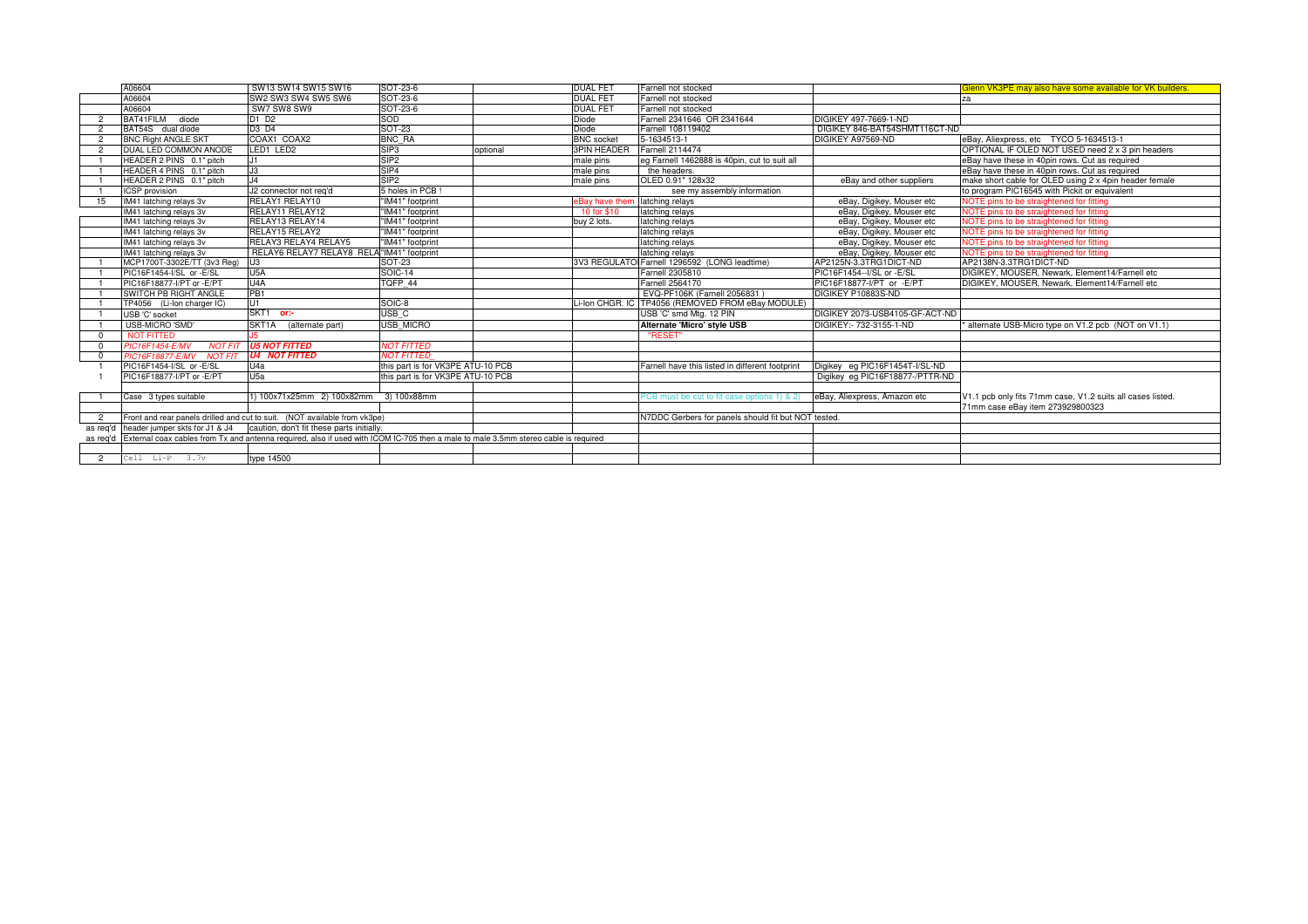| | | | | | | | | |
|---|---|---|---|---|---|---|---|---|
| | A06604 | SW13 SW14 SW15 SW16 | SOT-23-6 | | DUAL FET | Farnell not stocked | | Glenn VK3PE may also have some available for VK builders. |
| | A06604 | SW2 SW3 SW4 SW5 SW6 | SOT-23-6 | | DUAL FET | Farnell not stocked | | za |
| | A06604 | SW7 SW8 SW9 | SOT-23-6 | | DUAL FET | Farnell not stocked | | |
| 2 | BAT41FILM diode | D1 D2 | SOD | | Diode | Farnell 2341646 OR 2341644 | DIGIKEY 497-7669-1-ND | |
| 2 | BAT54S dual diode | D3 D4 | SOT-23 | | Diode | Farnell 108119402 | DIGIKEY 846-BAT54SHMT116CT-ND | |
| 2 | BNC Right ANGLE SKT | COAX1 COAX2 | BNC_RA | | BNC socket | 5-1634513-1 | DIGIKEY A97569-ND | eBay, Aliexpress, etc TYCO 5-1634513-1 |
| 2 | DUAL LED COMMON ANODE | LED1 LED2 | SIP3 | optional | 3PIN HEADER | Farnell 2114474 | | OPTIONAL IF OLED NOT USED need 2 x 3 pin headers |
| 1 | HEADER 2 PINS 0.1" pitch | J1 | SIP2 | | male pins | eg Farnell 1462888 is 40pin, cut to suit all | | eBay have these in 40pin rows. Cut as required |
| 1 | HEADER 4 PINS 0.1" pitch | J3 | SIP4 | | male pins | the headers. | | eBay have these in 40pin rows. Cut as required |
| 1 | HEADER 2 PINS 0.1" pitch | J4 | SIP2 | | male pins | OLED 0.91" 128x32 | eBay and other suppliers | make short cable for OLED using 2 x 4pin header female |
| 1 | ICSP provision | J2 connector not req'd | 5 holes in PCB ! | | | see my assembly information | | to program PIC16545 with Pickit or equivalent |
| 15 | IM41 latching relays 3v | RELAY1 RELAY10 | "IM41" footprint | | eBay have them | latching relays | eBay, Digikey, Mouser etc | NOTE pins to be straightened for fitting |
| | IM41 latching relays 3v | RELAY11 RELAY12 | "IM41" footprint | | 10 for $10 | latching relays | eBay, Digikey, Mouser etc | NOTE pins to be straightened for fitting |
| | IM41 latching relays 3v | RELAY13 RELAY14 | "IM41" footprint | | buy 2 lots. | latching relays | eBay, Digikey, Mouser etc | NOTE pins to be straightened for fitting |
| | IM41 latching relays 3v | RELAY15 RELAY2 | "IM41" footprint | | | latching relays | eBay, Digikey, Mouser etc | NOTE pins to be straightened for fitting |
| | IM41 latching relays 3v | RELAY3 RELAY4 RELAY5 | "IM41" footprint | | | latching relays | eBay, Digikey, Mouser etc | NOTE pins to be straightened for fitting |
| | IM41 latching relays 3v | RELAY6 RELAY7 RELAY8 RELA | "IM41" footprint | | | latching relays | eBay, Digikey, Mouser etc | NOTE pins to be straightened for fitting |
| 1 | MCP1700T-3302E/TT (3v3 Reg) | U3 | SOT-23 | | 3V3 REGULATO | Farnell 1296592 (LONG leadtime) | AP2125N-3.3TRG1DICT-ND | AP2138N-3.3TRG1DICT-ND |
| 1 | PIC16F1454-I/SL or -E/SL | U5A | SOIC-14 | | | Farnell 2305810 | PIC16F1454--I/SL or -E/SL | DIGIKEY, MOUSER, Newark, Element14/Farnell etc |
| 1 | PIC16F18877-I/PT or -E/PT | U4A | TQFP_44 | | | Farnell 2564170 | PIC16F18877-I/PT or -E/PT | DIGIKEY, MOUSER, Newark, Element14/Farnell etc |
| 1 | SWITCH PB RIGHT ANGLE | PB1 | | | | EVQ-PF106K (Farnell 2056831 ) | DIGIKEY P10883S-ND | |
| 1 | TP4056 (Li-Ion charger IC) | U1 | SOIC-8 | | Li-Ion CHGR. IC | TP4056 (REMOVED FROM eBay MODULE) | | |
| 1 | USB 'C' socket | SKT1 **or:-** | USB_C | | | USB 'C' smd Mtg. 12 PIN | DIGIKEY 2073-USB4105-GF-ACT-ND | |
| 1 | USB-MICRO 'SMD' | SKT1A (alternate part) | USB_MICRO | | | **Alternate 'Micro' style USB** | DIGIKEY:- 732-3155-1-ND | * alternate USB-Micro type on V1.2 pcb (NOT on V1.1) |
| 0 | NOT FITTED | J5 | | | | "RESET" | | |
| 0 | *PIC16F1454-E/MV NOT FIT* | ***U5 NOT FITTED*** | *NOT FITTED* | | | | | |
| 0 | *PIC16F18877-E/MV NOT FIT* | ***U4 NOT FITTED*** | *NOT FITTED* | | | | | |
| 1 | PIC16F1454-I/SL or -E/SL | U4a | this part is for VK3PE ATU-10 PCB | | | Farnell have this listed in different footprint | Digikey eg PIC16F1454T-I/SL-ND | |
| 1 | PIC16F18877-I/PT or -E/PT | U5a | this part is for VK3PE ATU-10 PCB | | | | Digikey eg PIC16F18877-/PTTR-ND | |
| 1 | Case 3 types suitable | 1) 100x71x25mm 2) 100x82mm | 3) 100x88mm | | | PCB must be cut to fit case options 1) & 2) | eBay, Aliexpress, Amazon etc | V1.1 pcb only fits 71mm case, V1.2 suits all cases listed. 71mm case eBay item 273929800323 |
| 2 | Front and rear panels drilled and cut to suit. (NOT available from vk3pe) | | | | | N7DDC Gerbers for panels should fit but NOT tested. | | |
| as req'd | header jumper skts for J1 & J4 | caution, don't fit these parts initially. | | | | | | |
| as req'd | External coax cables from Tx and antenna required, also if used with ICOM IC-705 then a male to male 3.5mm stereo cable is required | | | | | | | |
| 2 | Cell Li-P 3.7v | type 14500 | | | | | | |